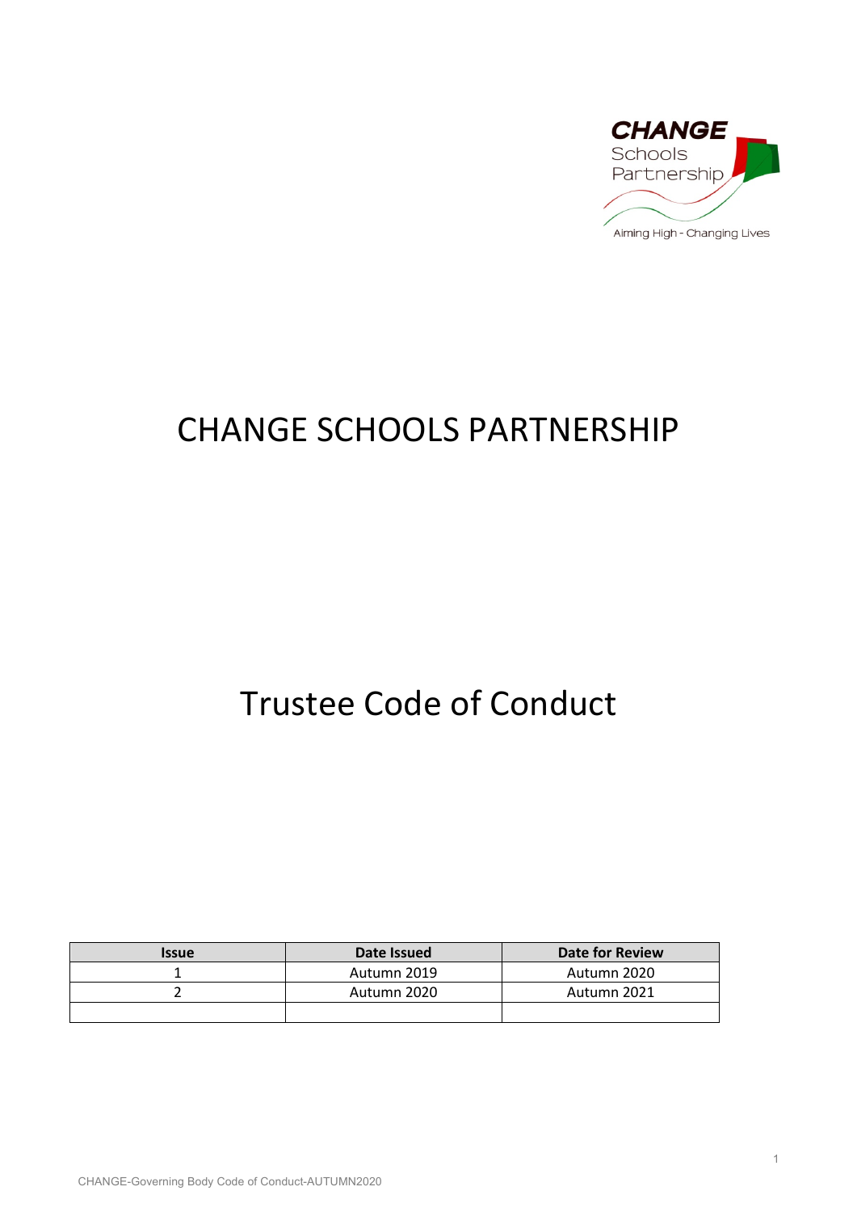CHANGE Schools Partnership

Aiming High - Changing Lives

# CHANGE SCHOOLS PARTNERSHIP

# Trustee Code of Conduct

| Issue | Date Issued | Date for Review |
| --- | --- | --- |
| 1 | Autumn 2019 | Autumn 2020 |
| 2 | Autumn 2020 | Autumn 2021 |
| | | |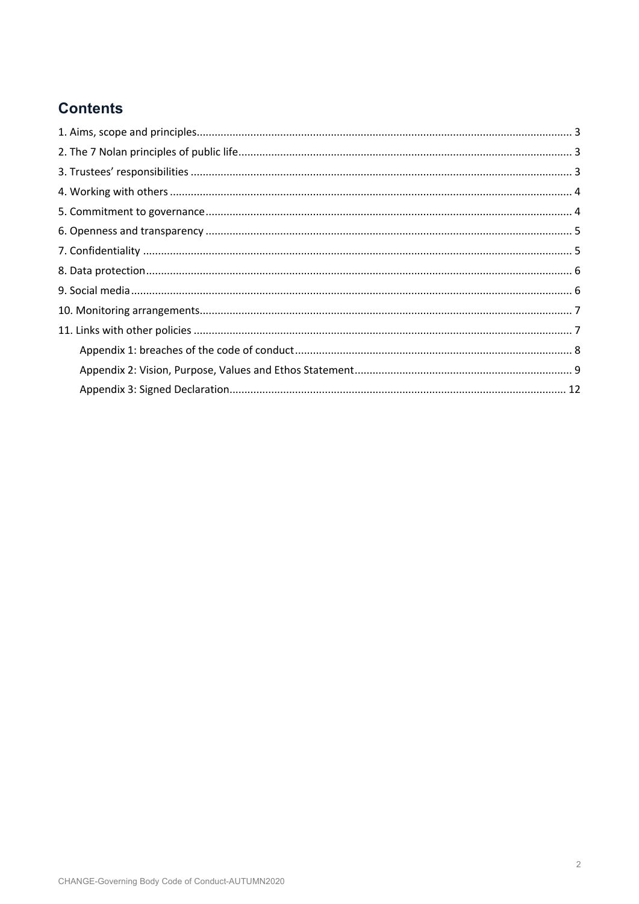## Contents

1. Aims, scope and principles ... 3
2. The 7 Nolan principles of public life ... 3
3. Trustees' responsibilities ... 3
4. Working with others ... 4
5. Commitment to governance ... 4
6. Openness and transparency ... 5
7. Confidentiality ... 5
8. Data protection ... 6
9. Social media ... 6
10. Monitoring arrangements ... 7
11. Links with other policies ... 7
    - Appendix 1: breaches of the code of conduct ... 8
    - Appendix 2: Vision, Purpose, Values and Ethos Statement ... 9
    - Appendix 3: Signed Declaration ... 12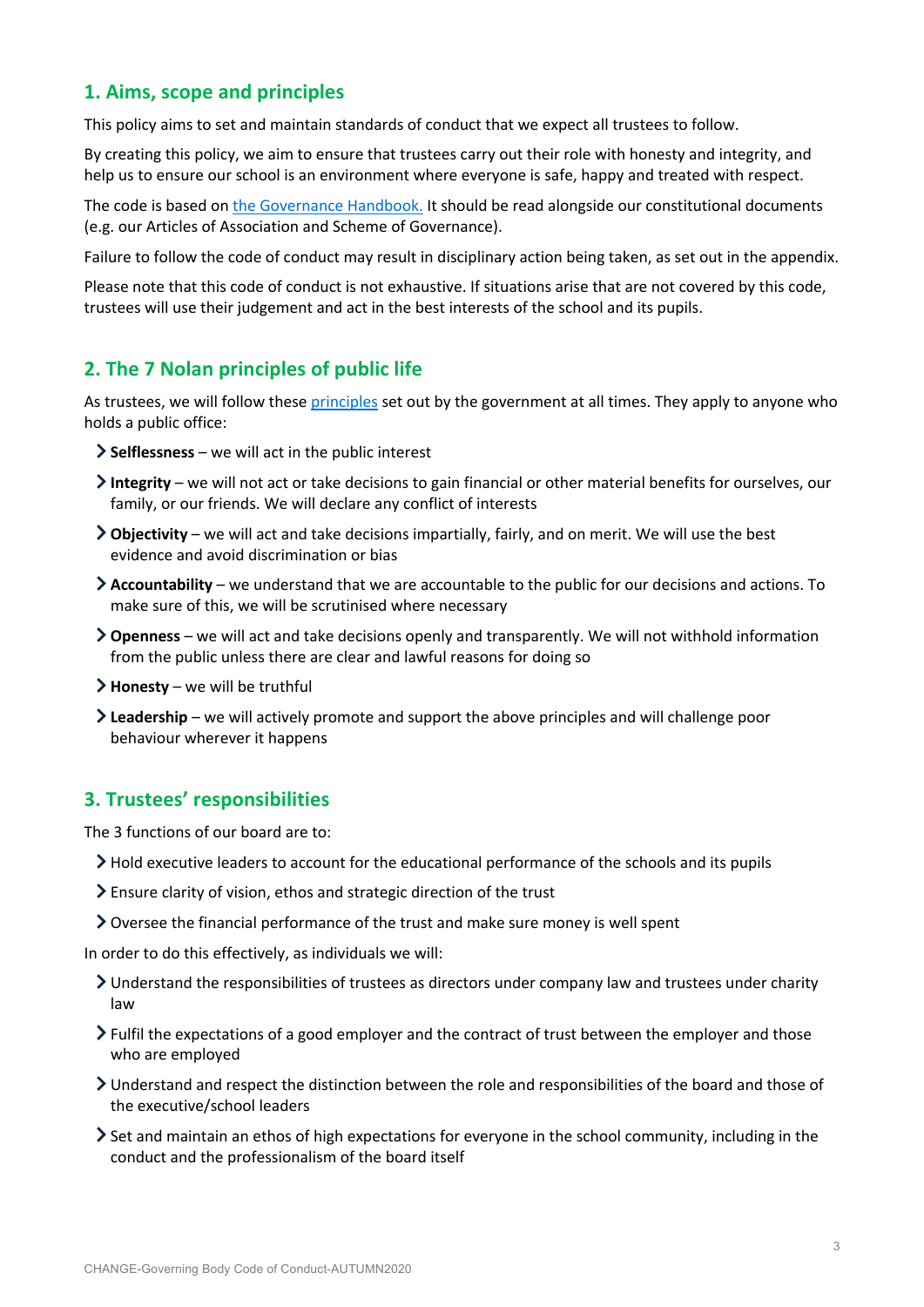## 1. Aims, scope and principles

This policy aims to set and maintain standards of conduct that we expect all trustees to follow.

By creating this policy, we aim to ensure that trustees carry out their role with honesty and integrity, and help us to ensure our school is an environment where everyone is safe, happy and treated with respect.

The code is based on [the Governance Handbook.](#) It should be read alongside our constitutional documents (e.g. our Articles of Association and Scheme of Governance).

Failure to follow the code of conduct may result in disciplinary action being taken, as set out in the appendix.

Please note that this code of conduct is not exhaustive. If situations arise that are not covered by this code, trustees will use their judgement and act in the best interests of the school and its pupils.

## 2. The 7 Nolan principles of public life

As trustees, we will follow these [principles](#) set out by the government at all times. They apply to anyone who holds a public office:

- **Selflessness** – we will act in the public interest
- **Integrity** – we will not act or take decisions to gain financial or other material benefits for ourselves, our family, or our friends. We will declare any conflict of interests
- **Objectivity** – we will act and take decisions impartially, fairly, and on merit. We will use the best evidence and avoid discrimination or bias
- **Accountability** – we understand that we are accountable to the public for our decisions and actions. To make sure of this, we will be scrutinised where necessary
- **Openness** – we will act and take decisions openly and transparently. We will not withhold information from the public unless there are clear and lawful reasons for doing so
- **Honesty** – we will be truthful
- **Leadership** – we will actively promote and support the above principles and will challenge poor behaviour wherever it happens

## 3. Trustees' responsibilities

The 3 functions of our board are to:

- Hold executive leaders to account for the educational performance of the schools and its pupils
- Ensure clarity of vision, ethos and strategic direction of the trust
- Oversee the financial performance of the trust and make sure money is well spent

In order to do this effectively, as individuals we will:

- Understand the responsibilities of trustees as directors under company law and trustees under charity law
- Fulfil the expectations of a good employer and the contract of trust between the employer and those who are employed
- Understand and respect the distinction between the role and responsibilities of the board and those of the executive/school leaders
- Set and maintain an ethos of high expectations for everyone in the school community, including in the conduct and the professionalism of the board itself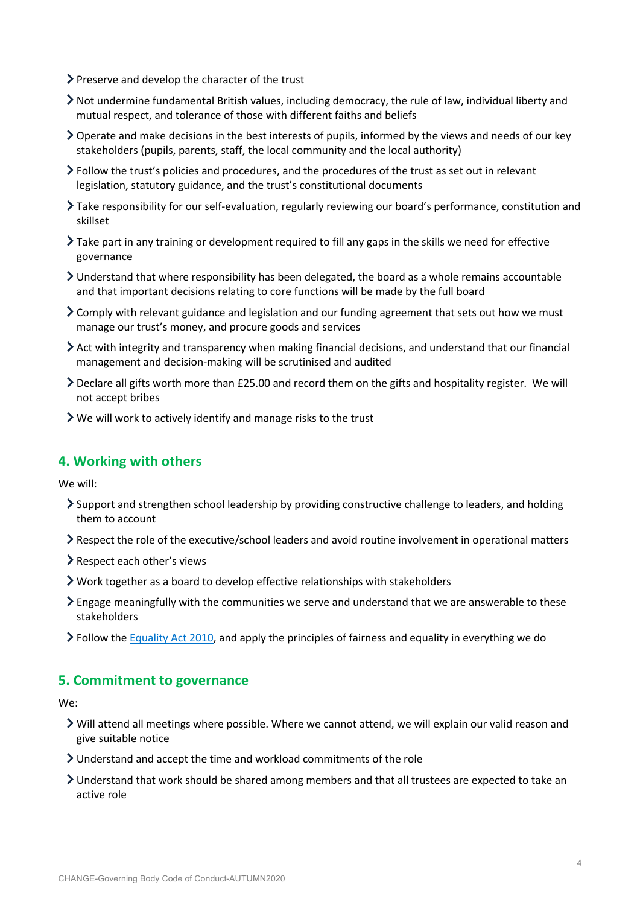- Preserve and develop the character of the trust
- Not undermine fundamental British values, including democracy, the rule of law, individual liberty and mutual respect, and tolerance of those with different faiths and beliefs
- Operate and make decisions in the best interests of pupils, informed by the views and needs of our key stakeholders (pupils, parents, staff, the local community and the local authority)
- Follow the trust's policies and procedures, and the procedures of the trust as set out in relevant legislation, statutory guidance, and the trust's constitutional documents
- Take responsibility for our self-evaluation, regularly reviewing our board's performance, constitution and skillset
- Take part in any training or development required to fill any gaps in the skills we need for effective governance
- Understand that where responsibility has been delegated, the board as a whole remains accountable and that important decisions relating to core functions will be made by the full board
- Comply with relevant guidance and legislation and our funding agreement that sets out how we must manage our trust's money, and procure goods and services
- Act with integrity and transparency when making financial decisions, and understand that our financial management and decision-making will be scrutinised and audited
- Declare all gifts worth more than £25.00 and record them on the gifts and hospitality register. We will not accept bribes
- We will work to actively identify and manage risks to the trust

## 4. Working with others

We will:

- Support and strengthen school leadership by providing constructive challenge to leaders, and holding them to account
- Respect the role of the executive/school leaders and avoid routine involvement in operational matters
- Respect each other's views
- Work together as a board to develop effective relationships with stakeholders
- Engage meaningfully with the communities we serve and understand that we are answerable to these stakeholders
- Follow the Equality Act 2010, and apply the principles of fairness and equality in everything we do

## 5. Commitment to governance

We:

- Will attend all meetings where possible. Where we cannot attend, we will explain our valid reason and give suitable notice
- Understand and accept the time and workload commitments of the role
- Understand that work should be shared among members and that all trustees are expected to take an active role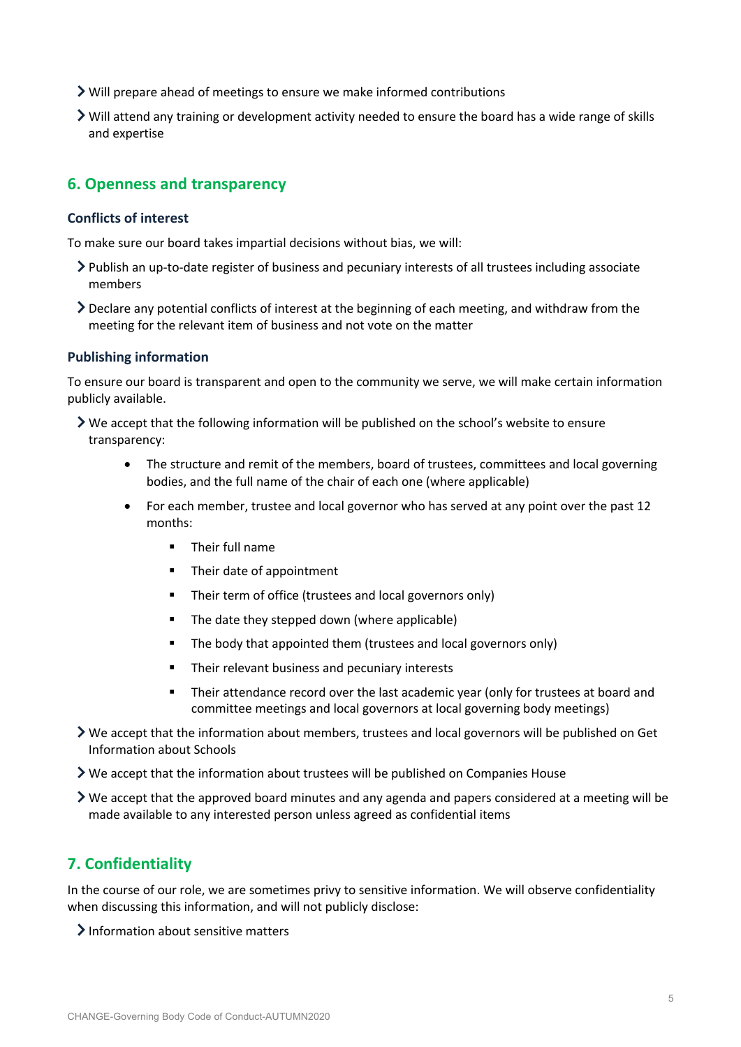- Will prepare ahead of meetings to ensure we make informed contributions
- Will attend any training or development activity needed to ensure the board has a wide range of skills and expertise

## 6. Openness and transparency

### Conflicts of interest

To make sure our board takes impartial decisions without bias, we will:

- Publish an up-to-date register of business and pecuniary interests of all trustees including associate members
- Declare any potential conflicts of interest at the beginning of each meeting, and withdraw from the meeting for the relevant item of business and not vote on the matter

### Publishing information

To ensure our board is transparent and open to the community we serve, we will make certain information publicly available.

- We accept that the following information will be published on the school's website to ensure transparency:
  - The structure and remit of the members, board of trustees, committees and local governing bodies, and the full name of the chair of each one (where applicable)
  - For each member, trustee and local governor who has served at any point over the past 12 months:
    - Their full name
    - Their date of appointment
    - Their term of office (trustees and local governors only)
    - The date they stepped down (where applicable)
    - The body that appointed them (trustees and local governors only)
    - Their relevant business and pecuniary interests
    - Their attendance record over the last academic year (only for trustees at board and committee meetings and local governors at local governing body meetings)
- We accept that the information about members, trustees and local governors will be published on Get Information about Schools
- We accept that the information about trustees will be published on Companies House
- We accept that the approved board minutes and any agenda and papers considered at a meeting will be made available to any interested person unless agreed as confidential items

## 7. Confidentiality

In the course of our role, we are sometimes privy to sensitive information. We will observe confidentiality when discussing this information, and will not publicly disclose:

- Information about sensitive matters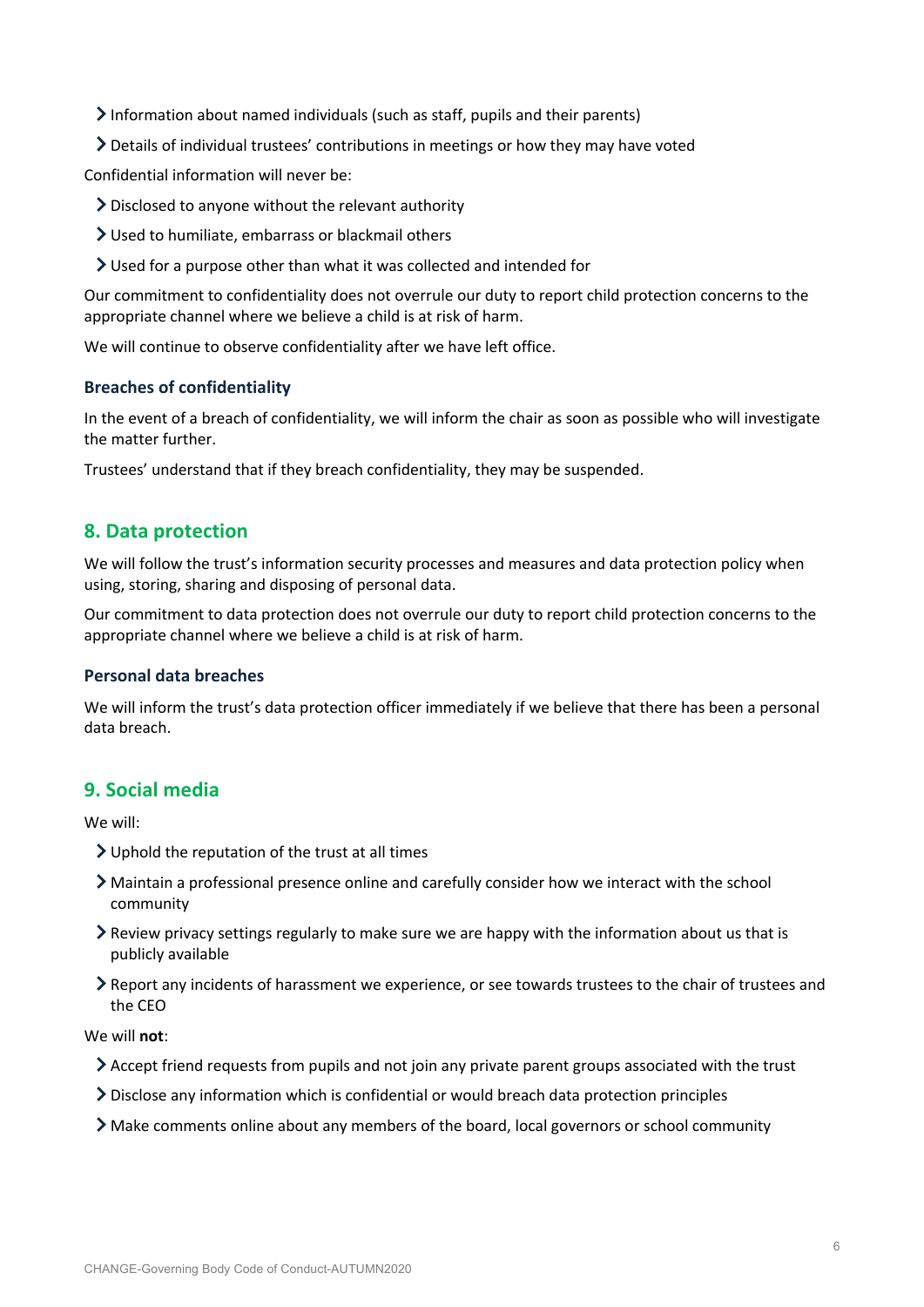- Information about named individuals (such as staff, pupils and their parents)
- Details of individual trustees' contributions in meetings or how they may have voted

Confidential information will never be:

- Disclosed to anyone without the relevant authority
- Used to humiliate, embarrass or blackmail others
- Used for a purpose other than what it was collected and intended for

Our commitment to confidentiality does not overrule our duty to report child protection concerns to the appropriate channel where we believe a child is at risk of harm.

We will continue to observe confidentiality after we have left office.

### Breaches of confidentiality

In the event of a breach of confidentiality, we will inform the chair as soon as possible who will investigate the matter further.

Trustees' understand that if they breach confidentiality, they may be suspended.

## 8. Data protection

We will follow the trust's information security processes and measures and data protection policy when using, storing, sharing and disposing of personal data.

Our commitment to data protection does not overrule our duty to report child protection concerns to the appropriate channel where we believe a child is at risk of harm.

### Personal data breaches

We will inform the trust's data protection officer immediately if we believe that there has been a personal data breach.

## 9. Social media

We will:

- Uphold the reputation of the trust at all times
- Maintain a professional presence online and carefully consider how we interact with the school community
- Review privacy settings regularly to make sure we are happy with the information about us that is publicly available
- Report any incidents of harassment we experience, or see towards trustees to the chair of trustees and the CEO

We will **not**:

- Accept friend requests from pupils and not join any private parent groups associated with the trust
- Disclose any information which is confidential or would breach data protection principles
- Make comments online about any members of the board, local governors or school community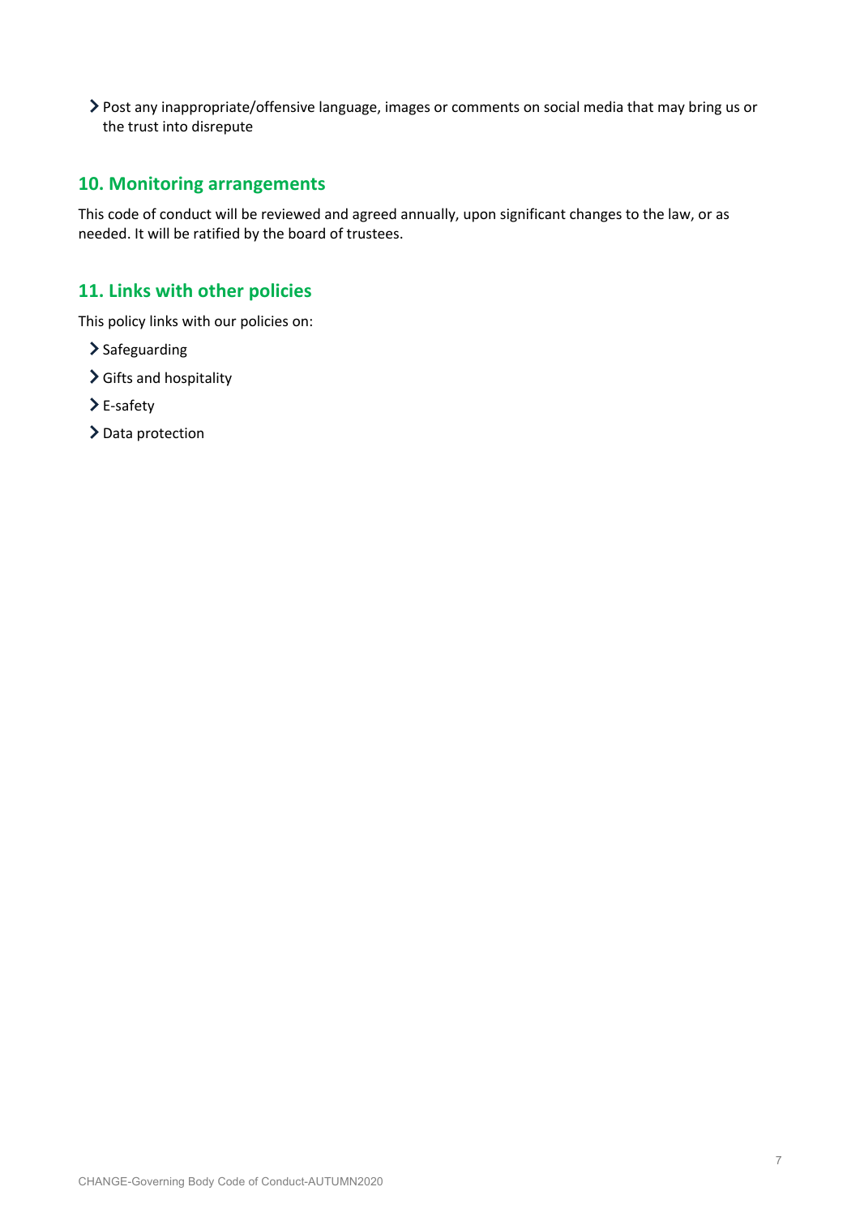- Post any inappropriate/offensive language, images or comments on social media that may bring us or the trust into disrepute

## 10. Monitoring arrangements

This code of conduct will be reviewed and agreed annually, upon significant changes to the law, or as needed. It will be ratified by the board of trustees.

## 11. Links with other policies

This policy links with our policies on:

- Safeguarding
- Gifts and hospitality
- E-safety
- Data protection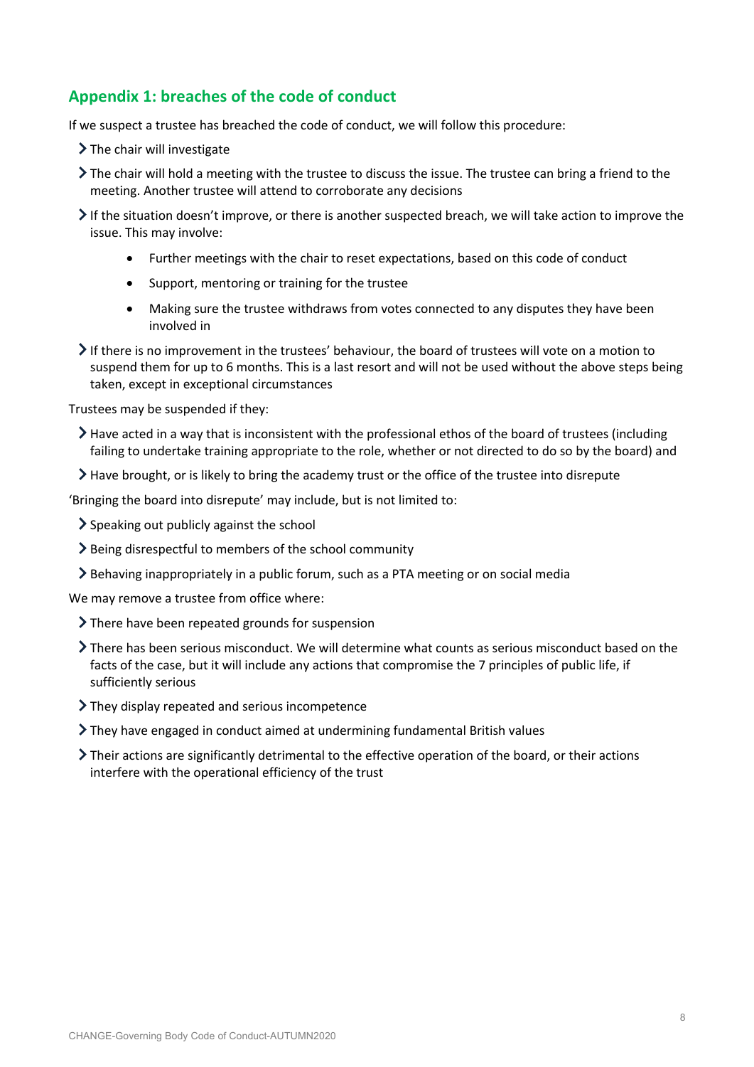## Appendix 1: breaches of the code of conduct

If we suspect a trustee has breached the code of conduct, we will follow this procedure:

- The chair will investigate
- The chair will hold a meeting with the trustee to discuss the issue. The trustee can bring a friend to the meeting. Another trustee will attend to corroborate any decisions
- If the situation doesn't improve, or there is another suspected breach, we will take action to improve the issue. This may involve:
  - Further meetings with the chair to reset expectations, based on this code of conduct
  - Support, mentoring or training for the trustee
  - Making sure the trustee withdraws from votes connected to any disputes they have been involved in
- If there is no improvement in the trustees' behaviour, the board of trustees will vote on a motion to suspend them for up to 6 months. This is a last resort and will not be used without the above steps being taken, except in exceptional circumstances

Trustees may be suspended if they:

- Have acted in a way that is inconsistent with the professional ethos of the board of trustees (including failing to undertake training appropriate to the role, whether or not directed to do so by the board) and
- Have brought, or is likely to bring the academy trust or the office of the trustee into disrepute

'Bringing the board into disrepute' may include, but is not limited to:

- Speaking out publicly against the school
- Being disrespectful to members of the school community
- Behaving inappropriately in a public forum, such as a PTA meeting or on social media

We may remove a trustee from office where:

- There have been repeated grounds for suspension
- There has been serious misconduct. We will determine what counts as serious misconduct based on the facts of the case, but it will include any actions that compromise the 7 principles of public life, if sufficiently serious
- They display repeated and serious incompetence
- They have engaged in conduct aimed at undermining fundamental British values
- Their actions are significantly detrimental to the effective operation of the board, or their actions interfere with the operational efficiency of the trust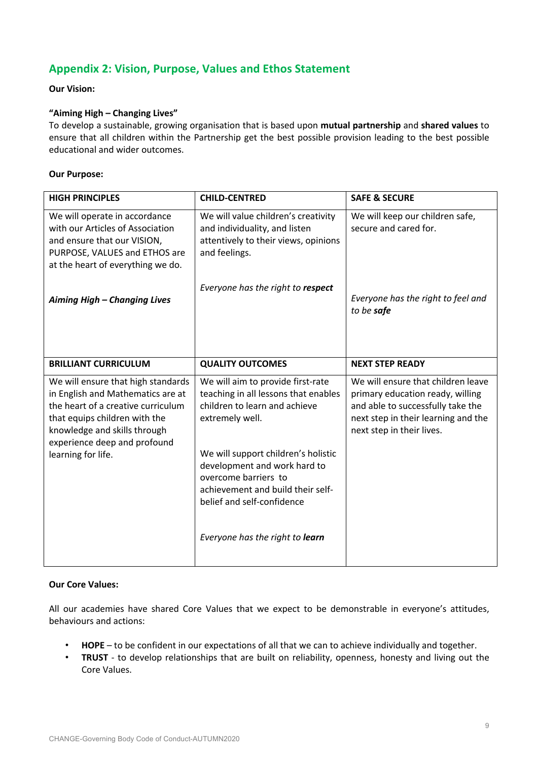## Appendix 2: Vision, Purpose, Values and Ethos Statement

**Our Vision:**

**"Aiming High – Changing Lives"**

To develop a sustainable, growing organisation that is based upon **mutual partnership** and **shared values** to ensure that all children within the Partnership get the best possible provision leading to the best possible educational and wider outcomes.

**Our Purpose:**

| HIGH PRINCIPLES | CHILD-CENTRED | SAFE & SECURE |
|---|---|---|
| We will operate in accordance with our Articles of Association and ensure that our VISION, PURPOSE, VALUES and ETHOS are at the heart of everything we do.<br><br>***Aiming High – Changing Lives*** | We will value children's creativity and individuality, and listen attentively to their views, opinions and feelings.<br><br>*Everyone has the right to **respect*** | We will keep our children safe, secure and cared for.<br><br>*Everyone has the right to feel and to be **safe*** |
| **BRILLIANT CURRICULUM** | **QUALITY OUTCOMES** | **NEXT STEP READY** |
| We will ensure that high standards in English and Mathematics are at the heart of a creative curriculum that equips children with the knowledge and skills through experience deep and profound learning for life. | We will aim to provide first-rate teaching in all lessons that enables children to learn and achieve extremely well.<br><br>We will support children's holistic development and work hard to overcome barriers to achievement and build their self-belief and self-confidence<br><br>*Everyone has the right to **learn*** | We will ensure that children leave primary education ready, willing and able to successfully take the next step in their learning and the next step in their lives. |

**Our Core Values:**

All our academies have shared Core Values that we expect to be demonstrable in everyone's attitudes, behaviours and actions:

- **HOPE** – to be confident in our expectations of all that we can to achieve individually and together.
- **TRUST** - to develop relationships that are built on reliability, openness, honesty and living out the Core Values.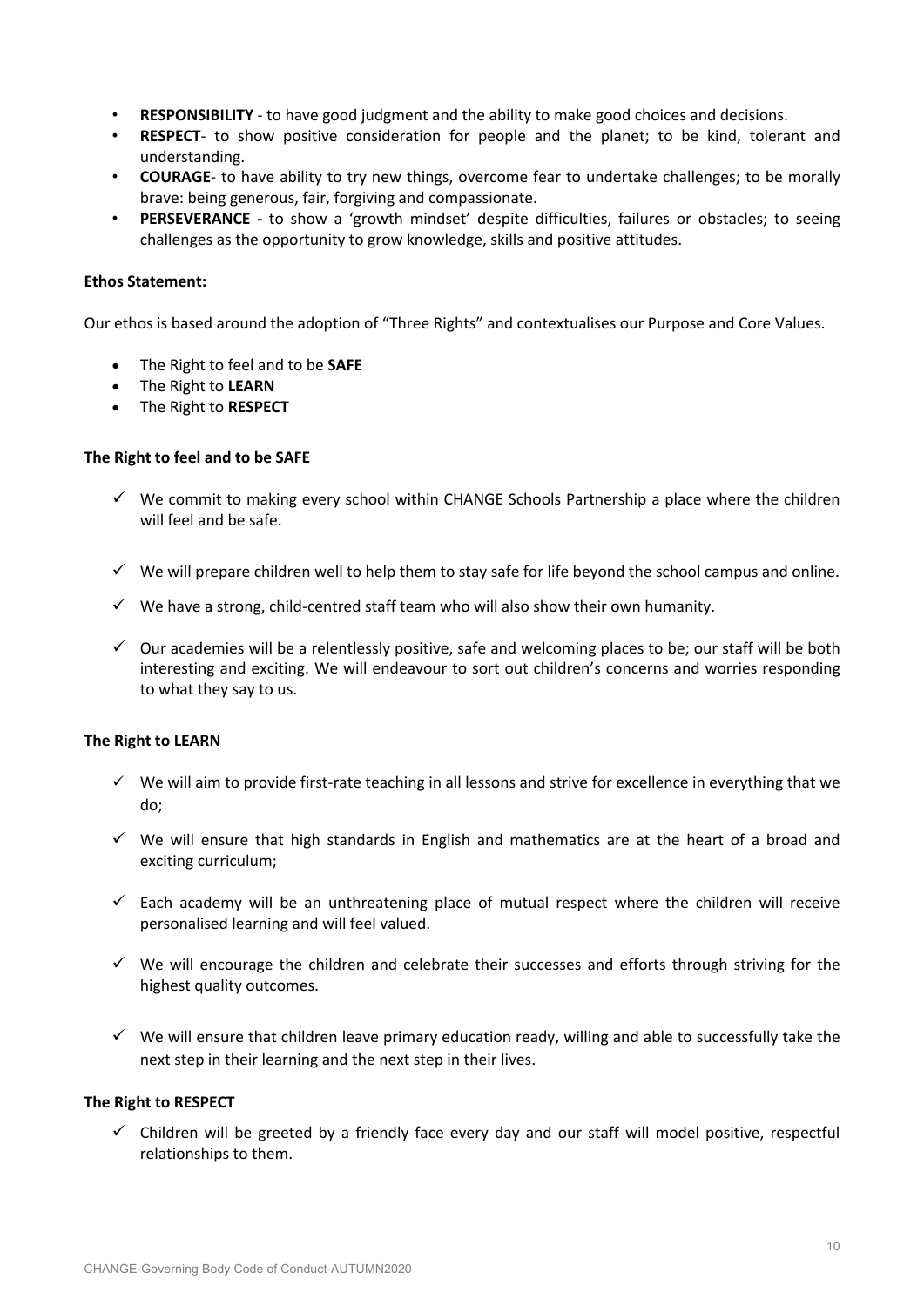- **RESPONSIBILITY** - to have good judgment and the ability to make good choices and decisions.
- **RESPECT**- to show positive consideration for people and the planet; to be kind, tolerant and understanding.
- **COURAGE**- to have ability to try new things, overcome fear to undertake challenges; to be morally brave: being generous, fair, forgiving and compassionate.
- **PERSEVERANCE -** to show a 'growth mindset' despite difficulties, failures or obstacles; to seeing challenges as the opportunity to grow knowledge, skills and positive attitudes.

**Ethos Statement:**

Our ethos is based around the adoption of "Three Rights" and contextualises our Purpose and Core Values.

- The Right to feel and to be **SAFE**
- The Right to **LEARN**
- The Right to **RESPECT**

**The Right to feel and to be SAFE**

- ✓ We commit to making every school within CHANGE Schools Partnership a place where the children will feel and be safe.
- ✓ We will prepare children well to help them to stay safe for life beyond the school campus and online.
- ✓ We have a strong, child-centred staff team who will also show their own humanity.
- ✓ Our academies will be a relentlessly positive, safe and welcoming places to be; our staff will be both interesting and exciting. We will endeavour to sort out children's concerns and worries responding to what they say to us.

**The Right to LEARN**

- ✓ We will aim to provide first-rate teaching in all lessons and strive for excellence in everything that we do;
- ✓ We will ensure that high standards in English and mathematics are at the heart of a broad and exciting curriculum;
- ✓ Each academy will be an unthreatening place of mutual respect where the children will receive personalised learning and will feel valued.
- ✓ We will encourage the children and celebrate their successes and efforts through striving for the highest quality outcomes.
- ✓ We will ensure that children leave primary education ready, willing and able to successfully take the next step in their learning and the next step in their lives.

**The Right to RESPECT**

- ✓ Children will be greeted by a friendly face every day and our staff will model positive, respectful relationships to them.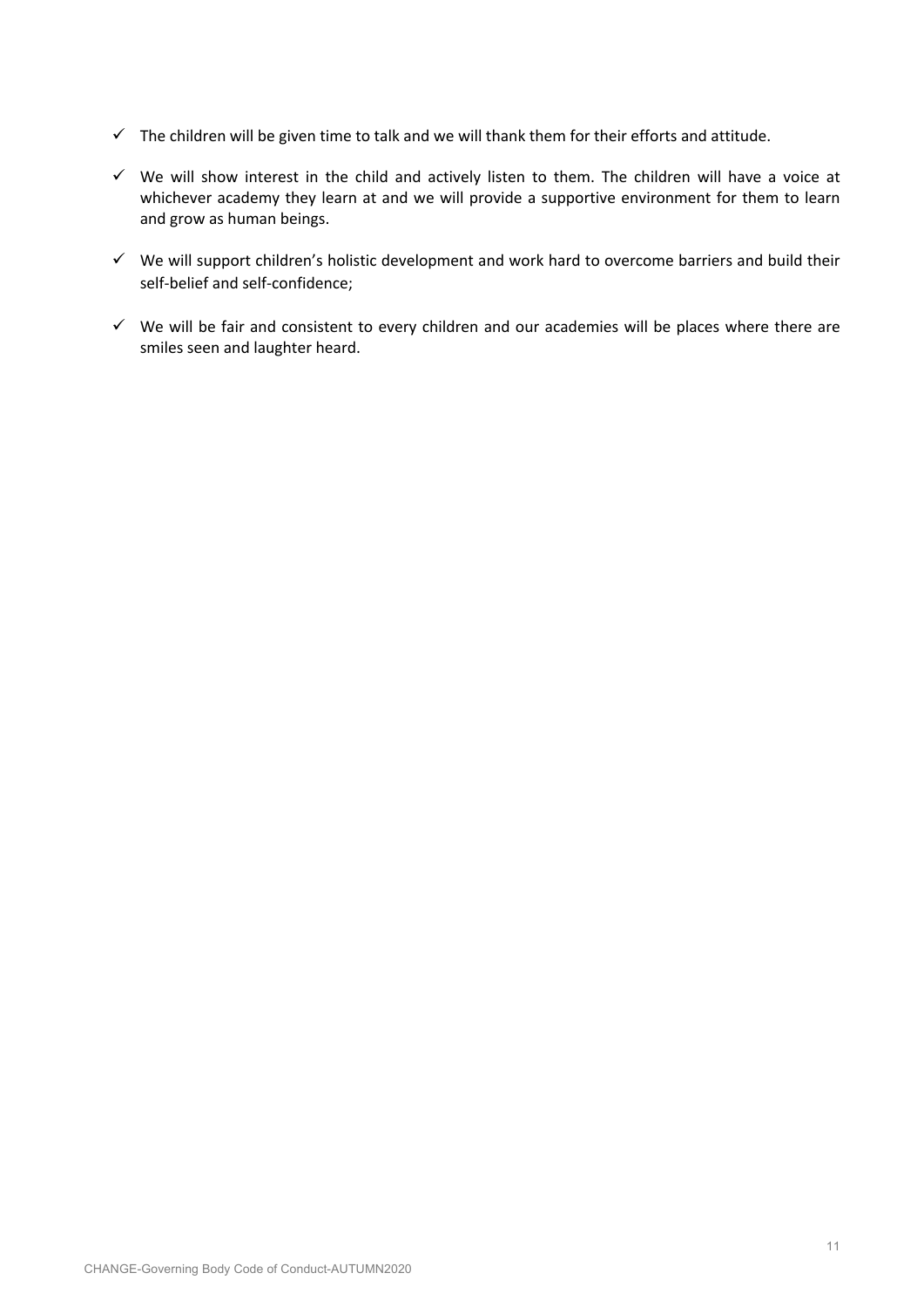- ✓ The children will be given time to talk and we will thank them for their efforts and attitude.
- ✓ We will show interest in the child and actively listen to them. The children will have a voice at whichever academy they learn at and we will provide a supportive environment for them to learn and grow as human beings.
- ✓ We will support children's holistic development and work hard to overcome barriers and build their self-belief and self-confidence;
- ✓ We will be fair and consistent to every children and our academies will be places where there are smiles seen and laughter heard.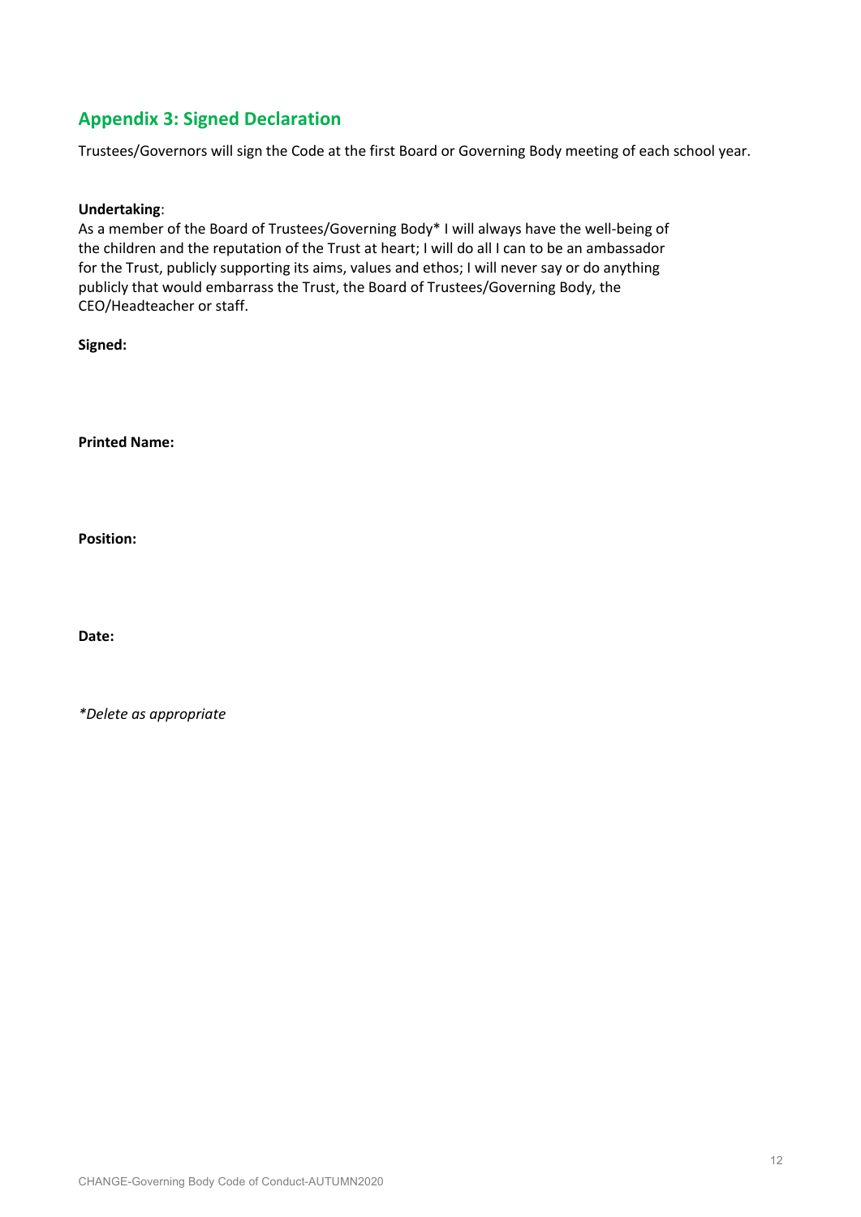## Appendix 3: Signed Declaration

Trustees/Governors will sign the Code at the first Board or Governing Body meeting of each school year.

**Undertaking**:
As a member of the Board of Trustees/Governing Body* I will always have the well-being of the children and the reputation of the Trust at heart; I will do all I can to be an ambassador for the Trust, publicly supporting its aims, values and ethos; I will never say or do anything publicly that would embarrass the Trust, the Board of Trustees/Governing Body, the CEO/Headteacher or staff.

**Signed:**

**Printed Name:**

**Position:**

**Date:**

*\*Delete as appropriate*